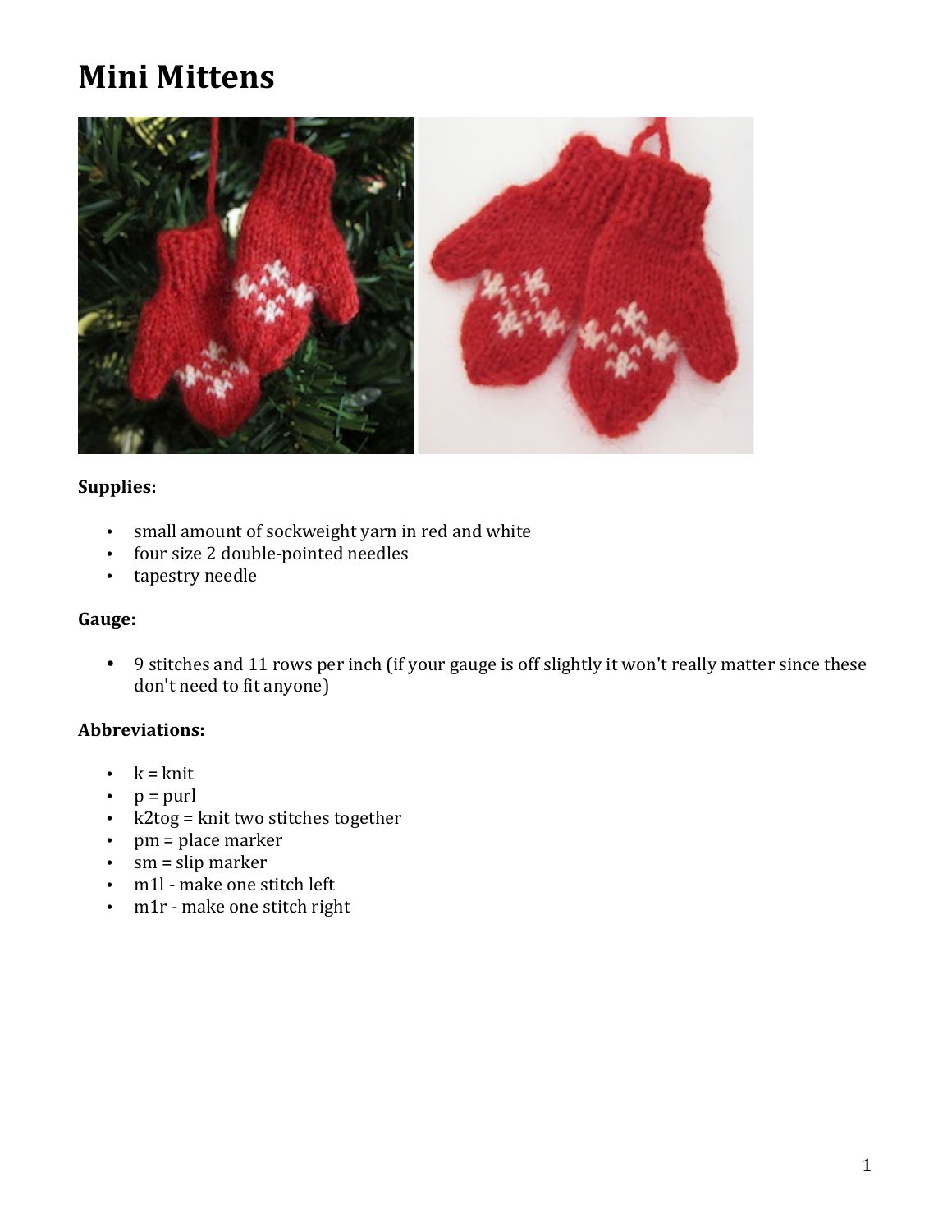# Mini Mittens

**Supplies:**

- small amount of sockweight yarn in red and white
- four size 2 double-pointed needles
- tapestry needle

**Gauge:**

- 9 stitches and 11 rows per inch (if your gauge is off slightly it won't really matter since these don't need to fit anyone)

**Abbreviations:**

- k = knit
- p = purl
- k2tog = knit two stitches together
- pm = place marker
- sm = slip marker
- m1l - make one stitch left
- m1r - make one stitch right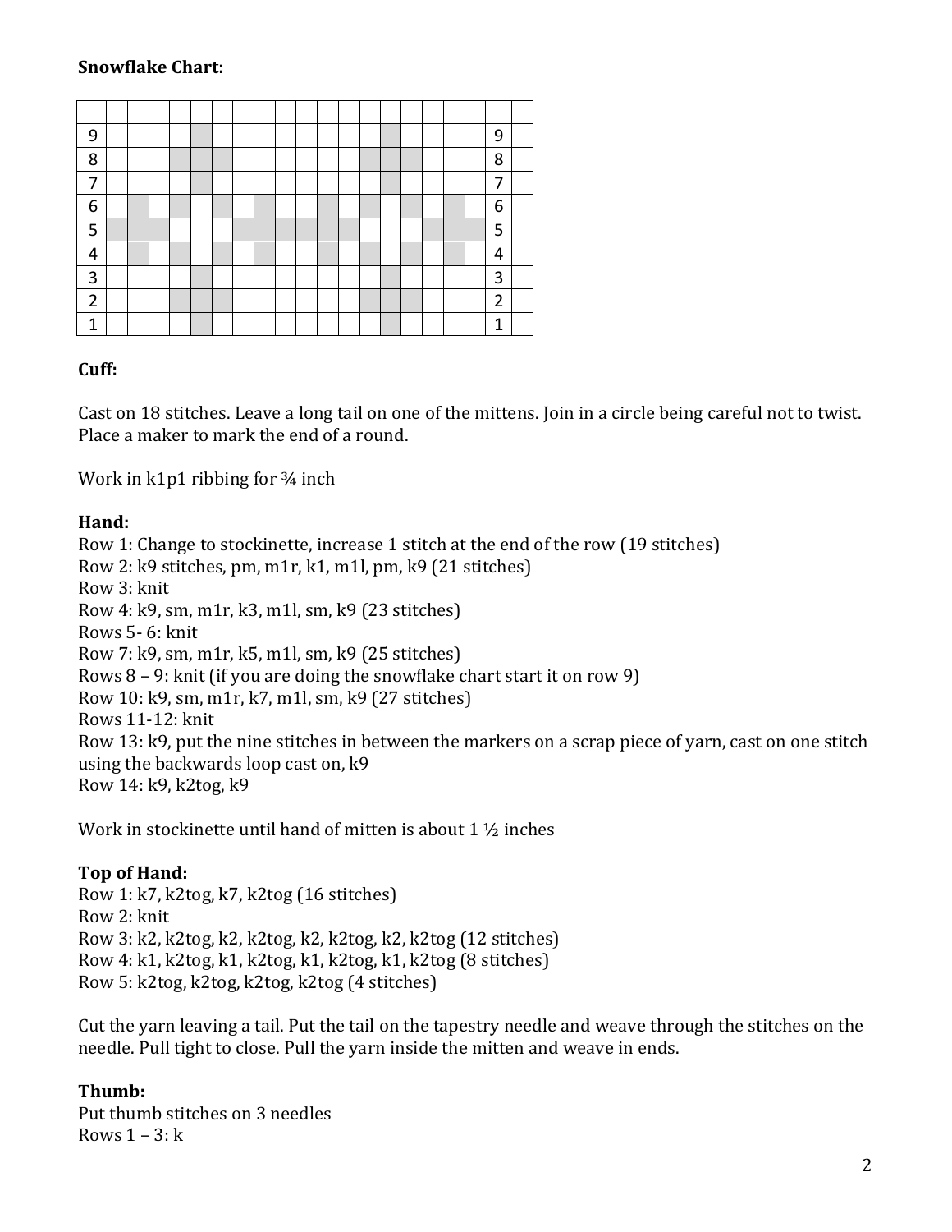**Snowflake Chart:**

| | | | | | | | | | | | | | | | | | | | | |
|---|---|---|---|---|---|---|---|---|---|---|---|---|---|---|---|---|---|---|---|---|
| 9 | | | | | | | | | | | | | | | | | | | 9 | |
| 8 | | | | | | | | | | | | | | | | | | | 8 | |
| 7 | | | | | | | | | | | | | | | | | | | 7 | |
| 6 | | | | | | | | | | | | | | | | | | | 6 | |
| 5 | | | | | | | | | | | | | | | | | | | 5 | |
| 4 | | | | | | | | | | | | | | | | | | | 4 | |
| 3 | | | | | | | | | | | | | | | | | | | 3 | |
| 2 | | | | | | | | | | | | | | | | | | | 2 | |
| 1 | | | | | | | | | | | | | | | | | | | 1 | |

**Cuff:**

Cast on 18 stitches. Leave a long tail on one of the mittens. Join in a circle being careful not to twist. Place a maker to mark the end of a round.

Work in k1p1 ribbing for ¾ inch

**Hand:**

Row 1: Change to stockinette, increase 1 stitch at the end of the row (19 stitches)
Row 2: k9 stitches, pm, m1r, k1, m1l, pm, k9 (21 stitches)
Row 3: knit
Row 4: k9, sm, m1r, k3, m1l, sm, k9 (23 stitches)
Rows 5- 6: knit
Row 7: k9, sm, m1r, k5, m1l, sm, k9 (25 stitches)
Rows 8 – 9: knit (if you are doing the snowflake chart start it on row 9)
Row 10: k9, sm, m1r, k7, m1l, sm, k9 (27 stitches)
Rows 11-12: knit
Row 13: k9, put the nine stitches in between the markers on a scrap piece of yarn, cast on one stitch using the backwards loop cast on, k9
Row 14: k9, k2tog, k9

Work in stockinette until hand of mitten is about 1 ½ inches

**Top of Hand:**

Row 1: k7, k2tog, k7, k2tog (16 stitches)
Row 2: knit
Row 3: k2, k2tog, k2, k2tog, k2, k2tog, k2, k2tog (12 stitches)
Row 4: k1, k2tog, k1, k2tog, k1, k2tog, k1, k2tog (8 stitches)
Row 5: k2tog, k2tog, k2tog, k2tog (4 stitches)

Cut the yarn leaving a tail. Put the tail on the tapestry needle and weave through the stitches on the needle. Pull tight to close. Pull the yarn inside the mitten and weave in ends.

**Thumb:**

Put thumb stitches on 3 needles
Rows 1 – 3: k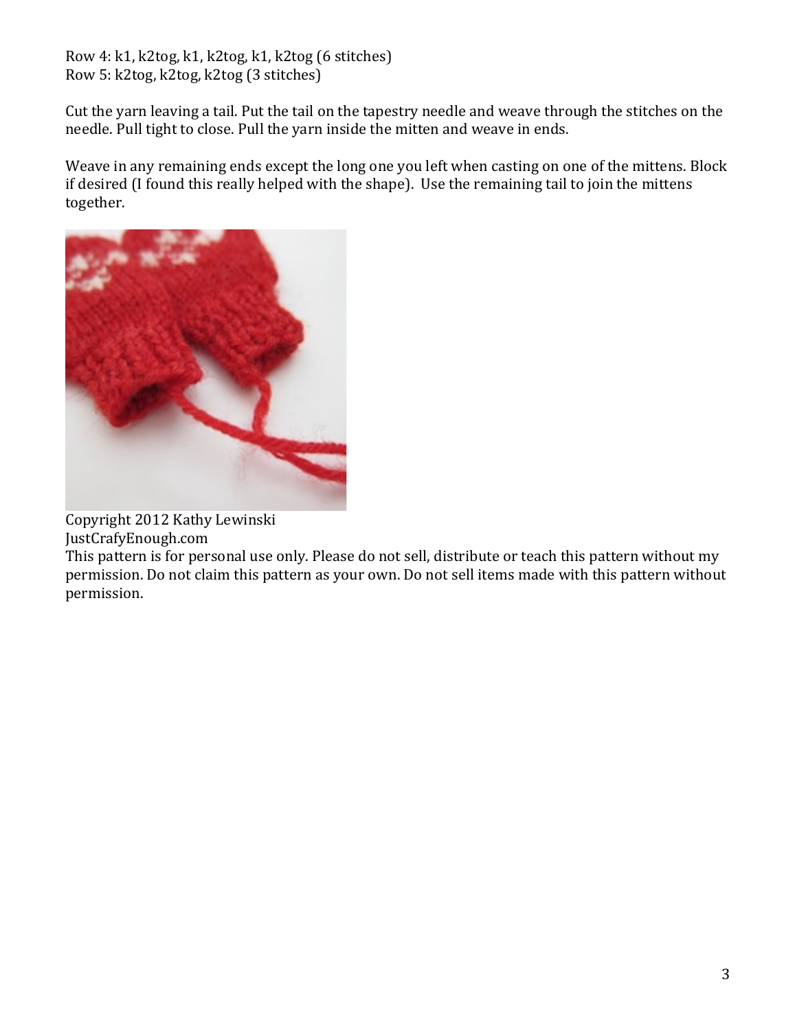Row 4: k1, k2tog, k1, k2tog, k1, k2tog (6 stitches)
Row 5: k2tog, k2tog, k2tog (3 stitches)

Cut the yarn leaving a tail. Put the tail on the tapestry needle and weave through the stitches on the needle. Pull tight to close. Pull the yarn inside the mitten and weave in ends.

Weave in any remaining ends except the long one you left when casting on one of the mittens. Block if desired (I found this really helped with the shape). Use the remaining tail to join the mittens together.

Copyright 2012 Kathy Lewinski
JustCraftyEnough.com
This pattern is for personal use only. Please do not sell, distribute or teach this pattern without my permission. Do not claim this pattern as your own. Do not sell items made with this pattern without permission.